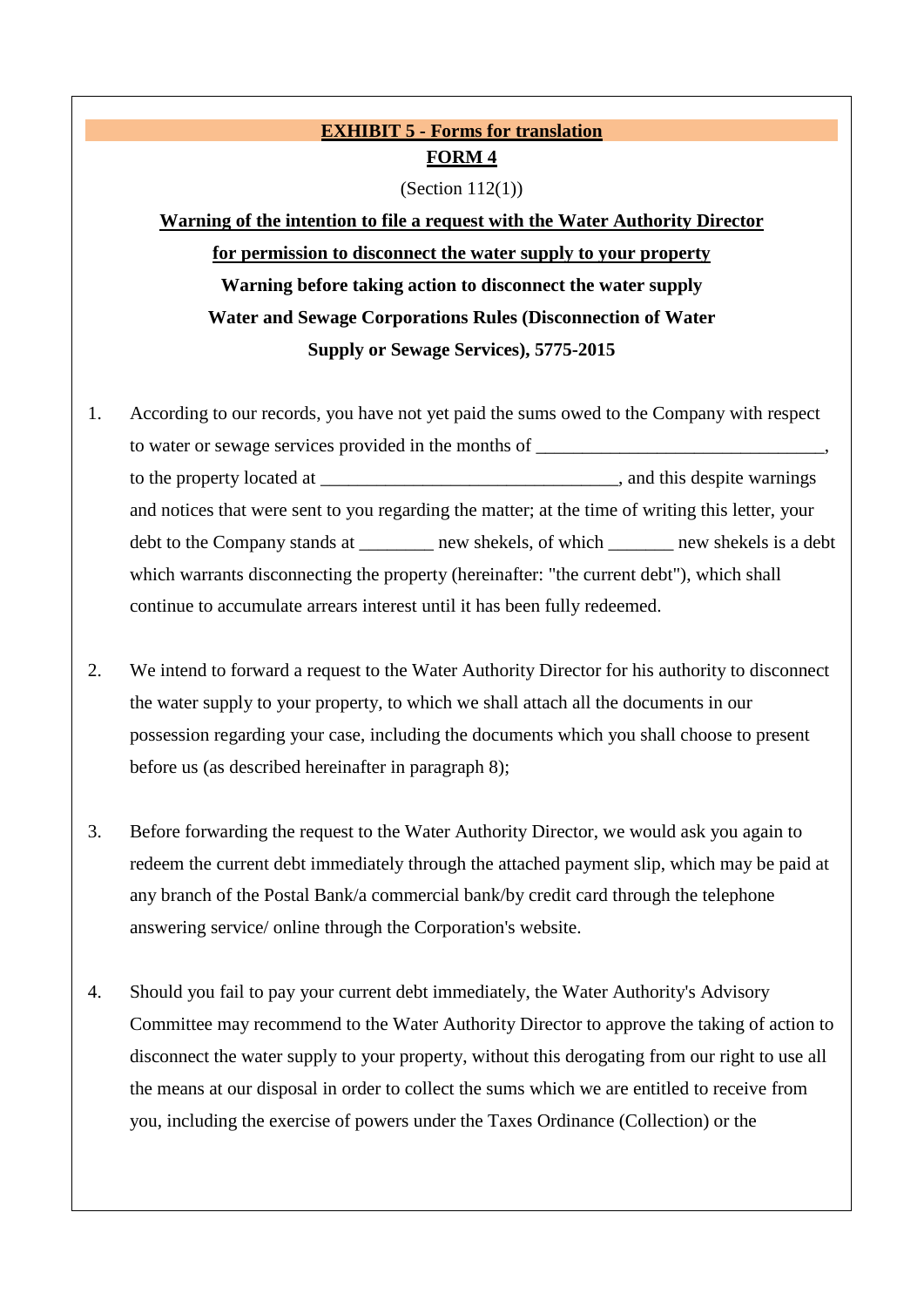**EXHIBIT 5 - Forms for translation**

**FORM 4**

(Section 112(1))

**Warning of the intention to file a request with the Water Authority Director for permission to disconnect the water supply to your property**

**Warning before taking action to disconnect the water supply**

**Water and Sewage Corporations Rules (Disconnection of Water Supply or Sewage Services), 5775-2015**

1. According to our records, you have not yet paid the sums owed to the Company with respect to water or sewage services provided in the months of ______________________________, to the property located at _______________________________, and this despite warnings and notices that were sent to you regarding the matter; at the time of writing this letter, your debt to the Company stands at ________ new shekels, of which _______ new shekels is a debt which warrants disconnecting the property (hereinafter: "the current debt"), which shall continue to accumulate arrears interest until it has been fully redeemed.

2. We intend to forward a request to the Water Authority Director for his authority to disconnect the water supply to your property, to which we shall attach all the documents in our possession regarding your case, including the documents which you shall choose to present before us (as described hereinafter in paragraph 8);

3. Before forwarding the request to the Water Authority Director, we would ask you again to redeem the current debt immediately through the attached payment slip, which may be paid at any branch of the Postal Bank/a commercial bank/by credit card through the telephone answering service/ online through the Corporation's website.

4. Should you fail to pay your current debt immediately, the Water Authority's Advisory Committee may recommend to the Water Authority Director to approve the taking of action to disconnect the water supply to your property, without this derogating from our right to use all the means at our disposal in order to collect the sums which we are entitled to receive from you, including the exercise of powers under the Taxes Ordinance (Collection) or the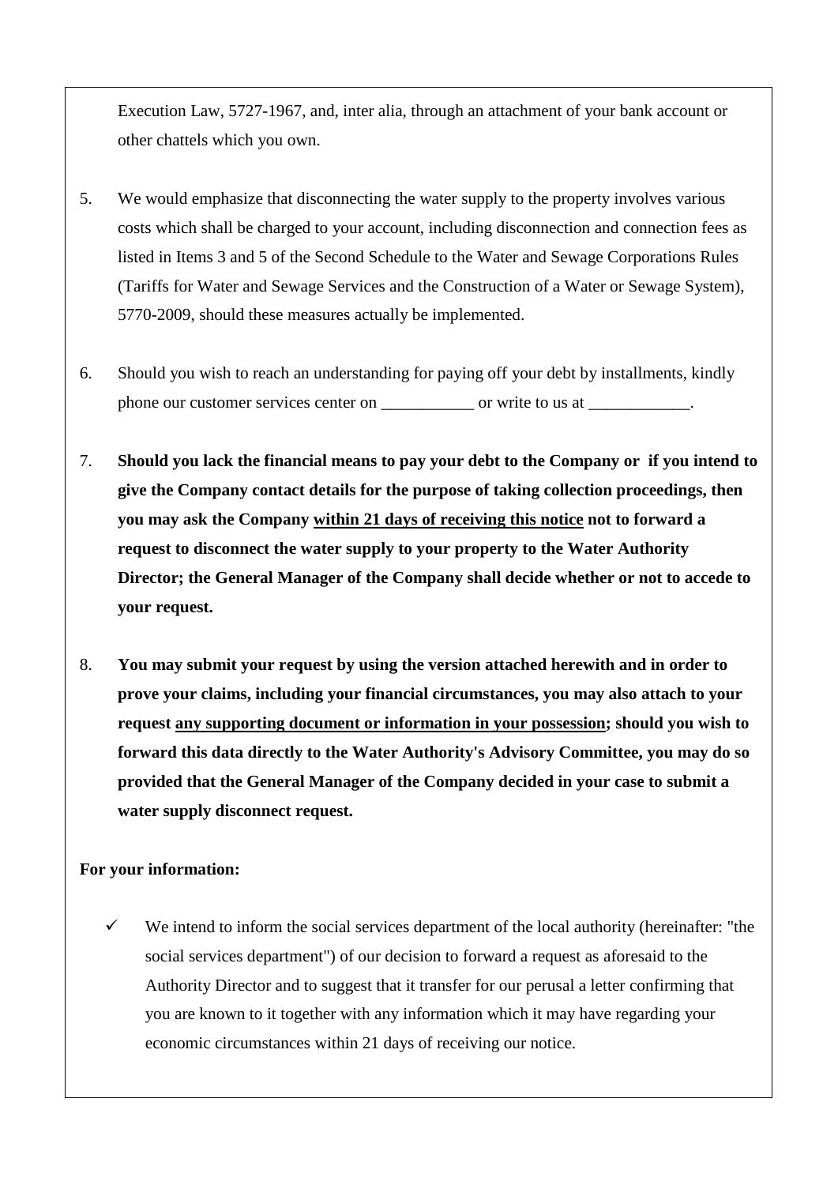Execution Law, 5727-1967, and, inter alia, through an attachment of your bank account or other chattels which you own.

5. We would emphasize that disconnecting the water supply to the property involves various costs which shall be charged to your account, including disconnection and connection fees as listed in Items 3 and 5 of the Second Schedule to the Water and Sewage Corporations Rules (Tariffs for Water and Sewage Services and the Construction of a Water or Sewage System), 5770-2009, should these measures actually be implemented.

6. Should you wish to reach an understanding for paying off your debt by installments, kindly phone our customer services center on ___________ or write to us at ____________.

7. **Should you lack the financial means to pay your debt to the Company or if you intend to give the Company contact details for the purpose of taking collection proceedings, then you may ask the Company <u>within 21 days of receiving this notice</u> not to forward a request to disconnect the water supply to your property to the Water Authority Director; the General Manager of the Company shall decide whether or not to accede to your request.**

8. **You may submit your request by using the version attached herewith and in order to prove your claims, including your financial circumstances, you may also attach to your request <u>any supporting document or information in your possession</u>; should you wish to forward this data directly to the Water Authority's Advisory Committee, you may do so provided that the General Manager of the Company decided in your case to submit a water supply disconnect request.**

**For your information:**

- ✓ We intend to inform the social services department of the local authority (hereinafter: "the social services department") of our decision to forward a request as aforesaid to the Authority Director and to suggest that it transfer for our perusal a letter confirming that you are known to it together with any information which it may have regarding your economic circumstances within 21 days of receiving our notice.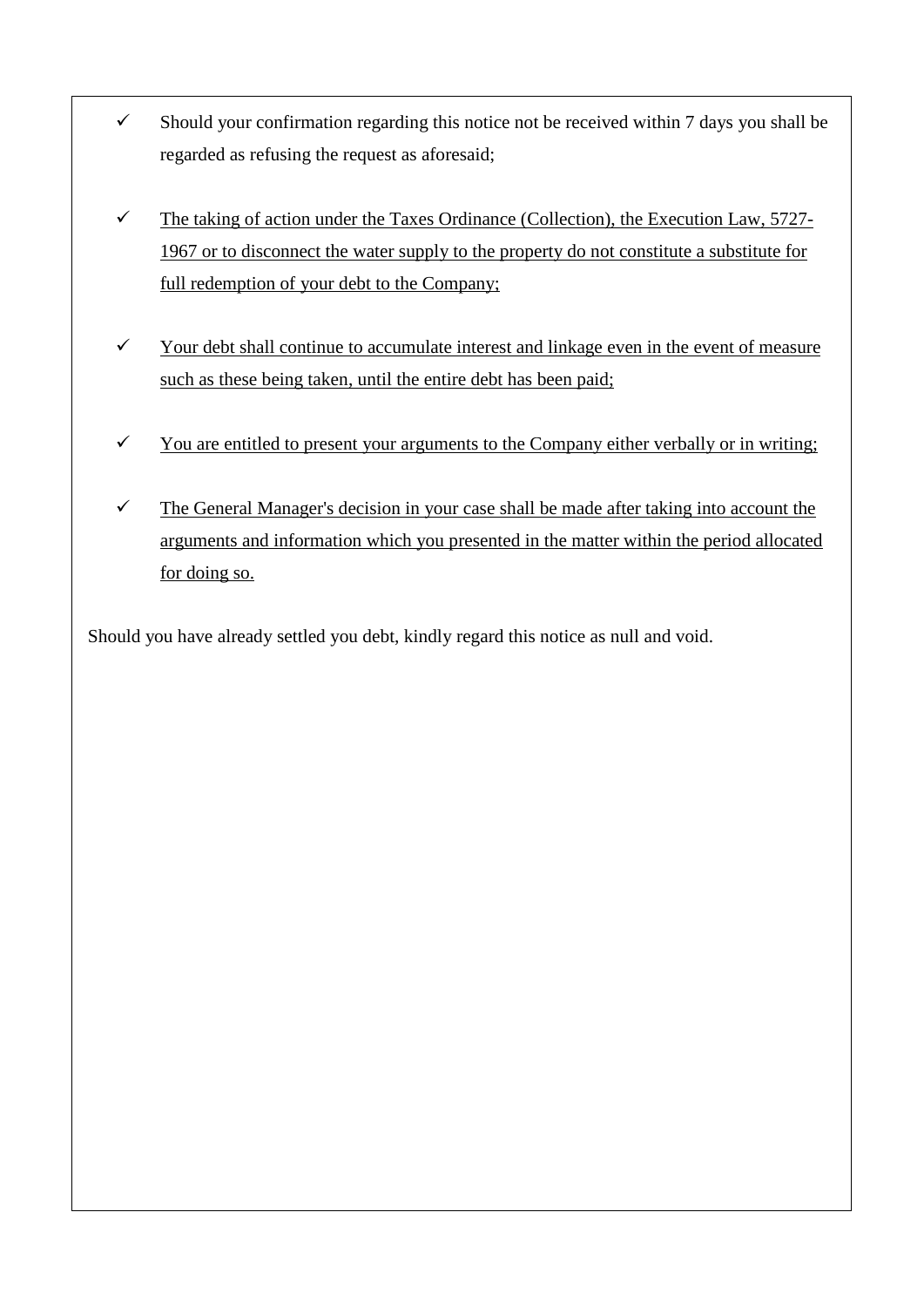- ✓ Should your confirmation regarding this notice not be received within 7 days you shall be regarded as refusing the request as aforesaid;

- ✓ <u>The taking of action under the Taxes Ordinance (Collection), the Execution Law, 5727-1967 or to disconnect the water supply to the property do not constitute a substitute for full redemption of your debt to the Company;</u>

- ✓ <u>Your debt shall continue to accumulate interest and linkage even in the event of measure such as these being taken, until the entire debt has been paid;</u>

- ✓ <u>You are entitled to present your arguments to the Company either verbally or in writing;</u>

- ✓ <u>The General Manager's decision in your case shall be made after taking into account the arguments and information which you presented in the matter within the period allocated for doing so.</u>

Should you have already settled you debt, kindly regard this notice as null and void.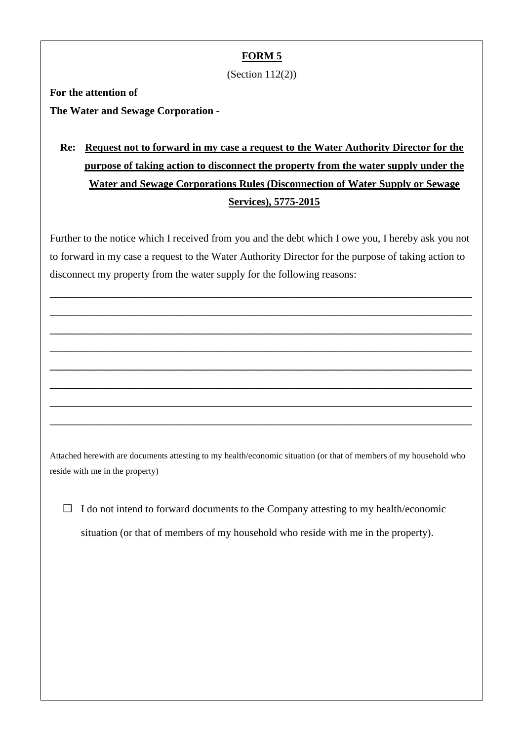**FORM 5**

(Section 112(2))

**For the attention of**

**The Water and Sewage Corporation -**

**Re: Request not to forward in my case a request to the Water Authority Director for the purpose of taking action to disconnect the property from the water supply under the Water and Sewage Corporations Rules (Disconnection of Water Supply or Sewage Services), 5775-2015**

Further to the notice which I received from you and the debt which I owe you, I hereby ask you not to forward in my case a request to the Water Authority Director for the purpose of taking action to disconnect my property from the water supply for the following reasons:

\_\_\_\_\_\_\_\_\_\_\_\_\_\_\_\_\_\_\_\_\_\_\_\_\_\_\_\_\_\_\_\_\_\_\_\_\_\_\_\_\_\_\_\_\_\_\_\_\_\_\_\_\_\_\_\_\_\_\_\_\_\_\_\_\_\_\_\_\_\_\_\_\_\_\_\_

\_\_\_\_\_\_\_\_\_\_\_\_\_\_\_\_\_\_\_\_\_\_\_\_\_\_\_\_\_\_\_\_\_\_\_\_\_\_\_\_\_\_\_\_\_\_\_\_\_\_\_\_\_\_\_\_\_\_\_\_\_\_\_\_\_\_\_\_\_\_\_\_\_\_\_\_

\_\_\_\_\_\_\_\_\_\_\_\_\_\_\_\_\_\_\_\_\_\_\_\_\_\_\_\_\_\_\_\_\_\_\_\_\_\_\_\_\_\_\_\_\_\_\_\_\_\_\_\_\_\_\_\_\_\_\_\_\_\_\_\_\_\_\_\_\_\_\_\_\_\_\_\_

\_\_\_\_\_\_\_\_\_\_\_\_\_\_\_\_\_\_\_\_\_\_\_\_\_\_\_\_\_\_\_\_\_\_\_\_\_\_\_\_\_\_\_\_\_\_\_\_\_\_\_\_\_\_\_\_\_\_\_\_\_\_\_\_\_\_\_\_\_\_\_\_\_\_\_\_

\_\_\_\_\_\_\_\_\_\_\_\_\_\_\_\_\_\_\_\_\_\_\_\_\_\_\_\_\_\_\_\_\_\_\_\_\_\_\_\_\_\_\_\_\_\_\_\_\_\_\_\_\_\_\_\_\_\_\_\_\_\_\_\_\_\_\_\_\_\_\_\_\_\_\_\_

\_\_\_\_\_\_\_\_\_\_\_\_\_\_\_\_\_\_\_\_\_\_\_\_\_\_\_\_\_\_\_\_\_\_\_\_\_\_\_\_\_\_\_\_\_\_\_\_\_\_\_\_\_\_\_\_\_\_\_\_\_\_\_\_\_\_\_\_\_\_\_\_\_\_\_\_

\_\_\_\_\_\_\_\_\_\_\_\_\_\_\_\_\_\_\_\_\_\_\_\_\_\_\_\_\_\_\_\_\_\_\_\_\_\_\_\_\_\_\_\_\_\_\_\_\_\_\_\_\_\_\_\_\_\_\_\_\_\_\_\_\_\_\_\_\_\_\_\_\_\_\_\_

\_\_\_\_\_\_\_\_\_\_\_\_\_\_\_\_\_\_\_\_\_\_\_\_\_\_\_\_\_\_\_\_\_\_\_\_\_\_\_\_\_\_\_\_\_\_\_\_\_\_\_\_\_\_\_\_\_\_\_\_\_\_\_\_\_\_\_\_\_\_\_\_\_\_\_\_

Attached herewith are documents attesting to my health/economic situation (or that of members of my household who reside with me in the property)

☐ I do not intend to forward documents to the Company attesting to my health/economic situation (or that of members of my household who reside with me in the property).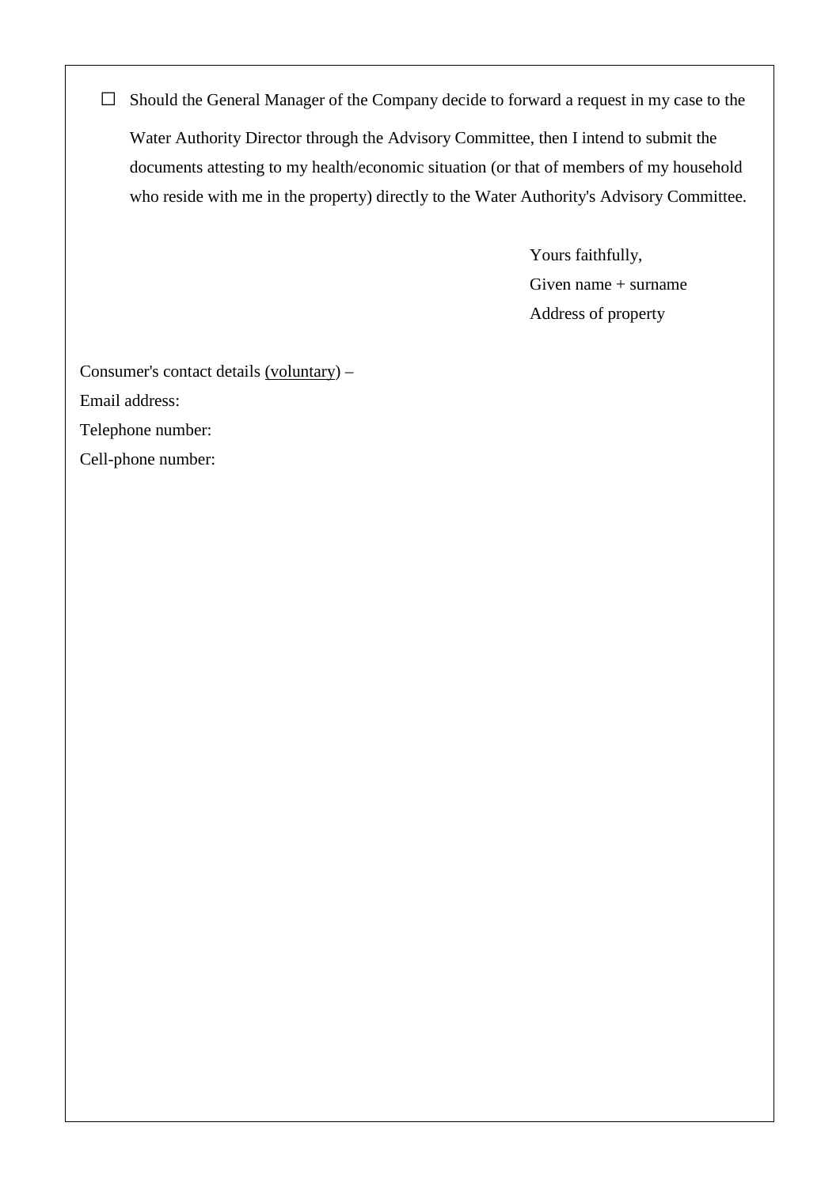☐ Should the General Manager of the Company decide to forward a request in my case to the Water Authority Director through the Advisory Committee, then I intend to submit the documents attesting to my health/economic situation (or that of members of my household who reside with me in the property) directly to the Water Authority's Advisory Committee.

Yours faithfully,
Given name + surname
Address of property

Consumer's contact details <u>(voluntary)</u> –
Email address:
Telephone number:
Cell-phone number: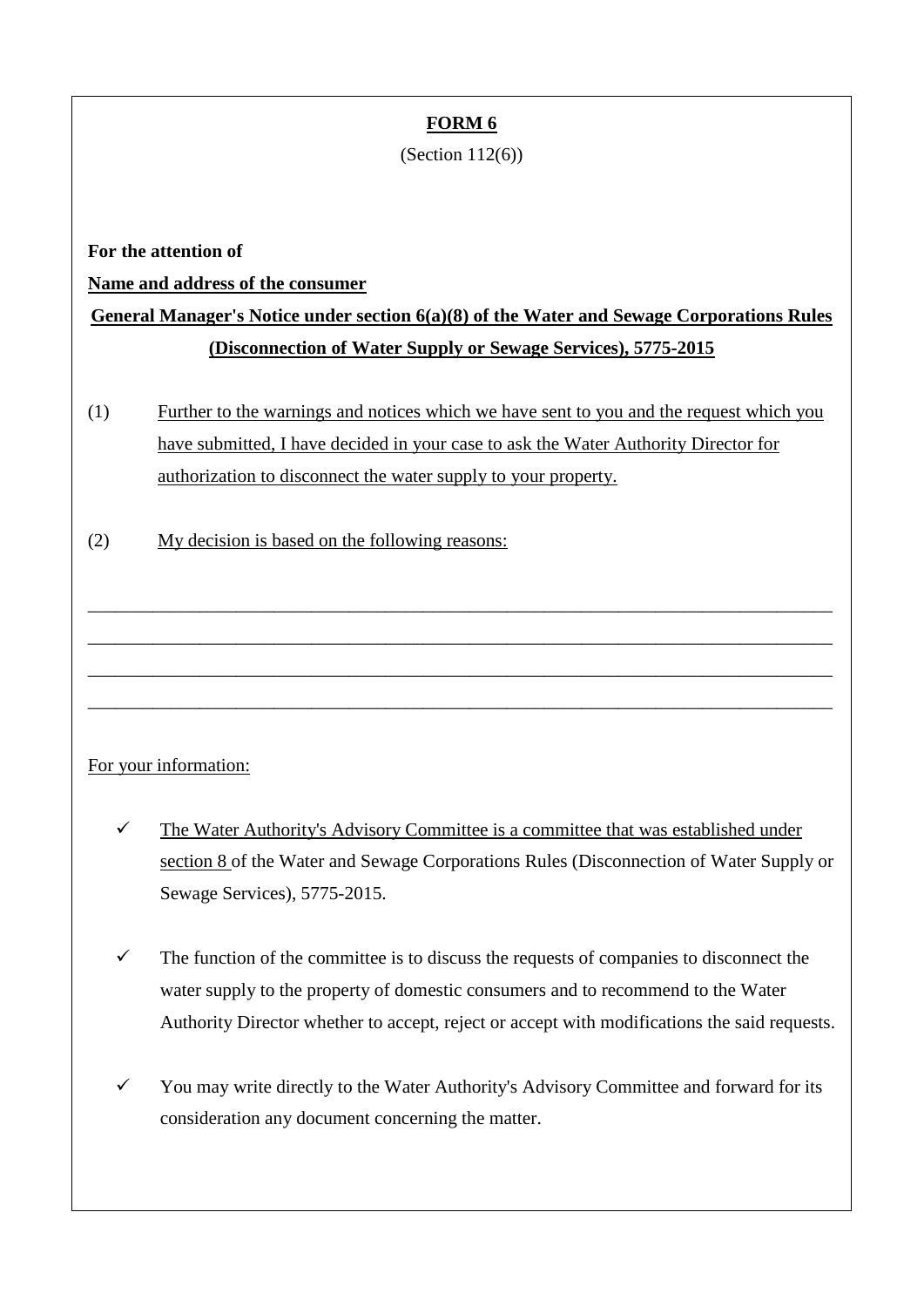**FORM 6**

(Section 112(6))

**For the attention of**

**Name and address of the consumer**

**General Manager's Notice under section 6(a)(8) of the Water and Sewage Corporations Rules (Disconnection of Water Supply or Sewage Services), 5775-2015**

(1) Further to the warnings and notices which we have sent to you and the request which you have submitted, I have decided in your case to ask the Water Authority Director for authorization to disconnect the water supply to your property.

(2) My decision is based on the following reasons:

\_\_\_\_\_\_\_\_\_\_\_\_\_\_\_\_\_\_\_\_\_\_\_\_\_\_\_\_\_\_\_\_\_\_\_\_\_\_\_\_\_\_\_\_\_\_\_\_\_\_\_\_\_\_\_\_\_\_\_\_\_\_\_\_\_\_\_\_\_\_\_\_\_\_

\_\_\_\_\_\_\_\_\_\_\_\_\_\_\_\_\_\_\_\_\_\_\_\_\_\_\_\_\_\_\_\_\_\_\_\_\_\_\_\_\_\_\_\_\_\_\_\_\_\_\_\_\_\_\_\_\_\_\_\_\_\_\_\_\_\_\_\_\_\_\_\_\_\_

\_\_\_\_\_\_\_\_\_\_\_\_\_\_\_\_\_\_\_\_\_\_\_\_\_\_\_\_\_\_\_\_\_\_\_\_\_\_\_\_\_\_\_\_\_\_\_\_\_\_\_\_\_\_\_\_\_\_\_\_\_\_\_\_\_\_\_\_\_\_\_\_\_\_

\_\_\_\_\_\_\_\_\_\_\_\_\_\_\_\_\_\_\_\_\_\_\_\_\_\_\_\_\_\_\_\_\_\_\_\_\_\_\_\_\_\_\_\_\_\_\_\_\_\_\_\_\_\_\_\_\_\_\_\_\_\_\_\_\_\_\_\_\_\_\_\_\_\_

For your information:

- ✓ The Water Authority's Advisory Committee is a committee that was established under section 8 of the Water and Sewage Corporations Rules (Disconnection of Water Supply or Sewage Services), 5775-2015.
- ✓ The function of the committee is to discuss the requests of companies to disconnect the water supply to the property of domestic consumers and to recommend to the Water Authority Director whether to accept, reject or accept with modifications the said requests.
- ✓ You may write directly to the Water Authority's Advisory Committee and forward for its consideration any document concerning the matter.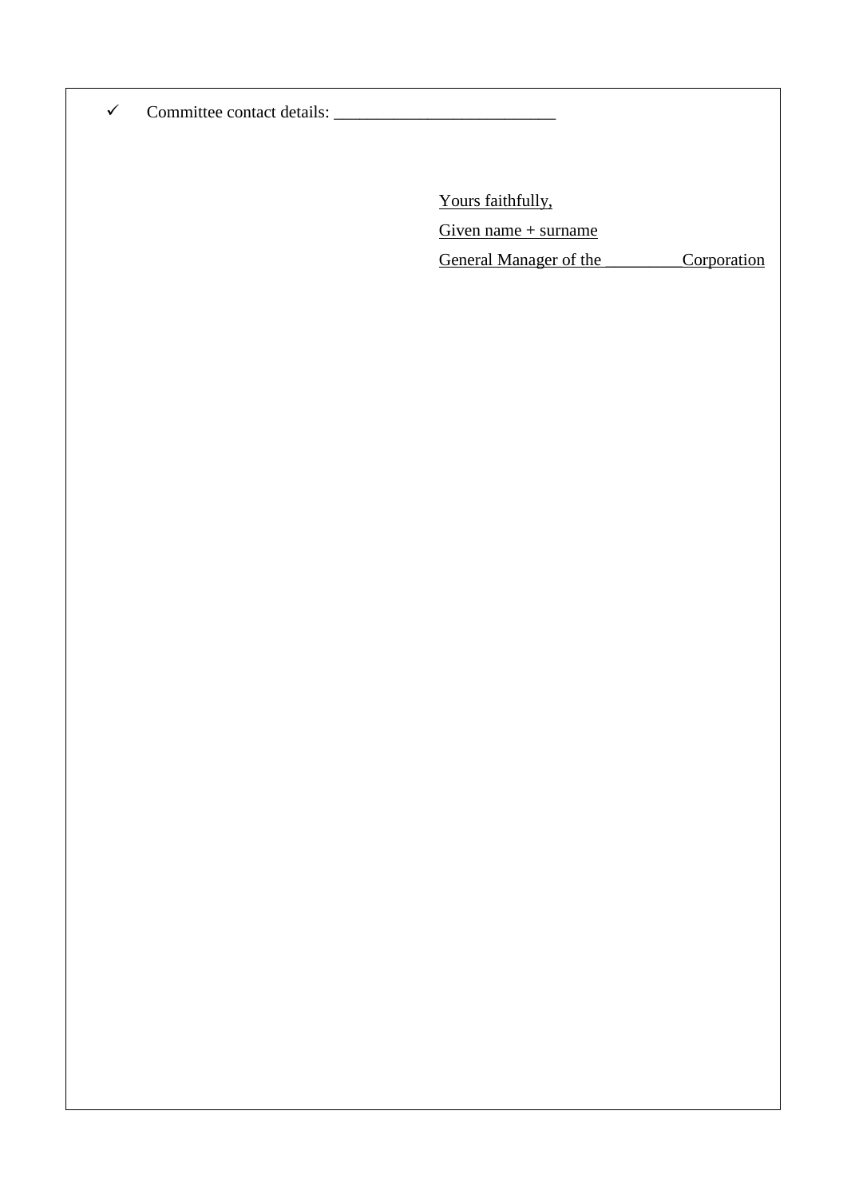- ✓ Committee contact details: __________________________

Yours faithfully,

Given name + surname

General Manager of the _________ Corporation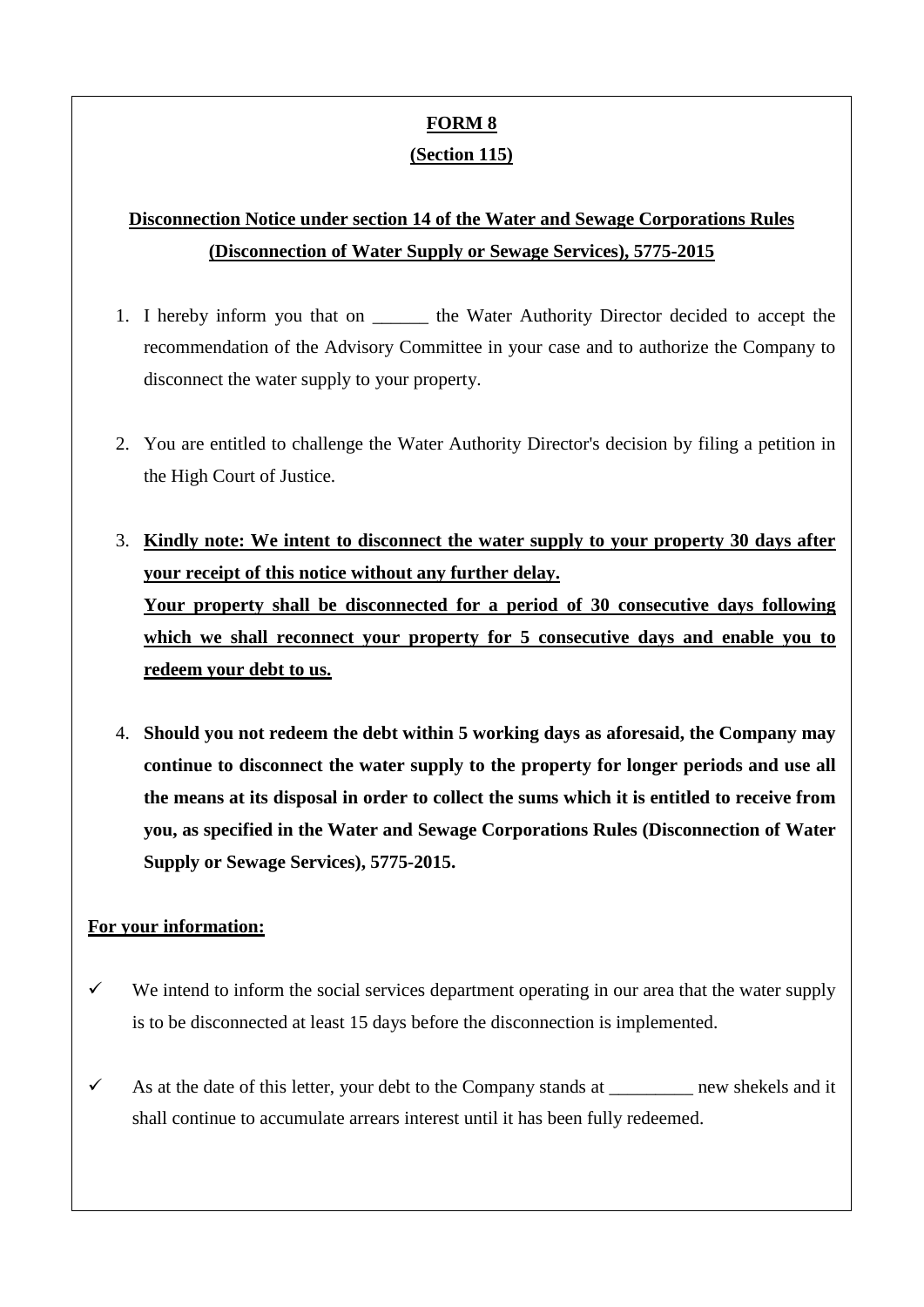**FORM 8**

**(Section 115)**

**Disconnection Notice under section 14 of the Water and Sewage Corporations Rules (Disconnection of Water Supply or Sewage Services), 5775-2015**

1. I hereby inform you that on ______ the Water Authority Director decided to accept the recommendation of the Advisory Committee in your case and to authorize the Company to disconnect the water supply to your property.

2. You are entitled to challenge the Water Authority Director's decision by filing a petition in the High Court of Justice.

3. **Kindly note: We intent to disconnect the water supply to your property 30 days after your receipt of this notice without any further delay.**
   **Your property shall be disconnected for a period of 30 consecutive days following which we shall reconnect your property for 5 consecutive days and enable you to redeem your debt to us.**

4. **Should you not redeem the debt within 5 working days as aforesaid, the Company may continue to disconnect the water supply to the property for longer periods and use all the means at its disposal in order to collect the sums which it is entitled to receive from you, as specified in the Water and Sewage Corporations Rules (Disconnection of Water Supply or Sewage Services), 5775-2015.**

**For your information:**

- ✓ We intend to inform the social services department operating in our area that the water supply is to be disconnected at least 15 days before the disconnection is implemented.

- ✓ As at the date of this letter, your debt to the Company stands at _________ new shekels and it shall continue to accumulate arrears interest until it has been fully redeemed.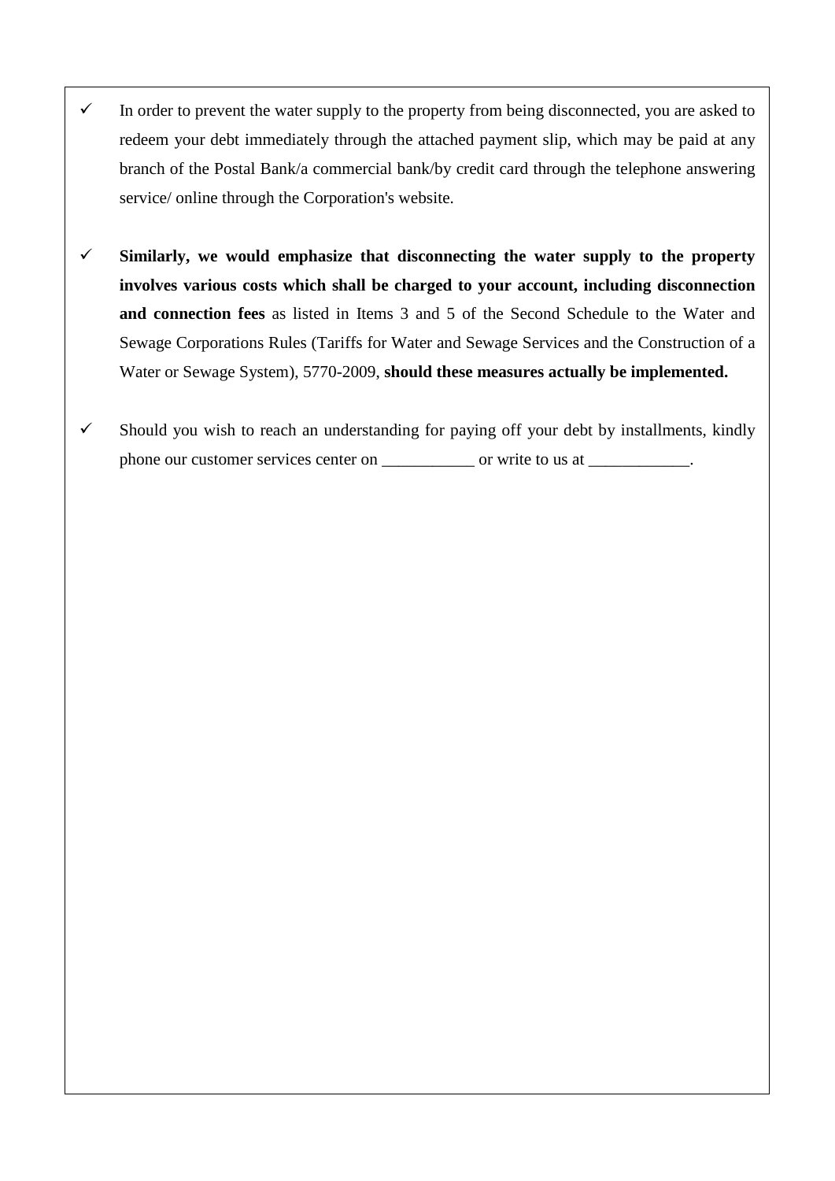- ✓ In order to prevent the water supply to the property from being disconnected, you are asked to redeem your debt immediately through the attached payment slip, which may be paid at any branch of the Postal Bank/a commercial bank/by credit card through the telephone answering service/ online through the Corporation's website.

- ✓ **Similarly, we would emphasize that disconnecting the water supply to the property involves various costs which shall be charged to your account, including disconnection and connection fees** as listed in Items 3 and 5 of the Second Schedule to the Water and Sewage Corporations Rules (Tariffs for Water and Sewage Services and the Construction of a Water or Sewage System), 5770-2009, **should these measures actually be implemented.**

- ✓ Should you wish to reach an understanding for paying off your debt by installments, kindly phone our customer services center on ___________ or write to us at ____________.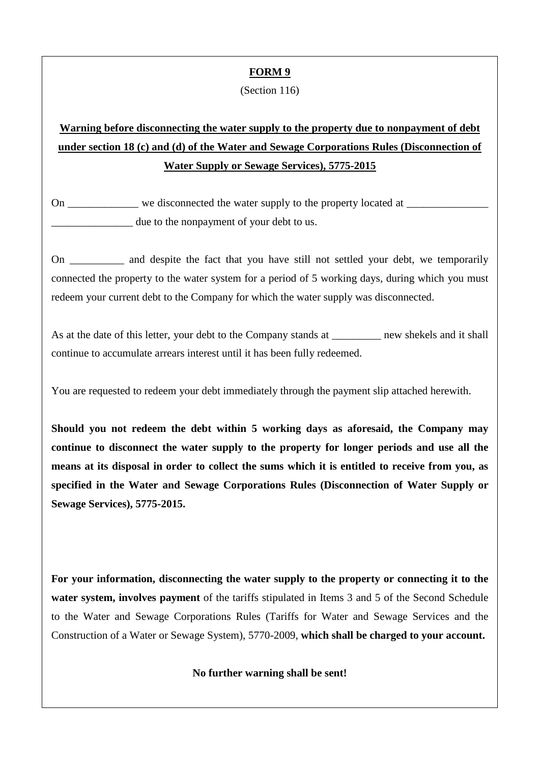**FORM 9**

(Section 116)

**Warning before disconnecting the water supply to the property due to nonpayment of debt under section 18 (c) and (d) of the Water and Sewage Corporations Rules (Disconnection of Water Supply or Sewage Services), 5775-2015**

On _____________ we disconnected the water supply to the property located at _______________ _______________ due to the nonpayment of your debt to us.

On __________ and despite the fact that you have still not settled your debt, we temporarily connected the property to the water system for a period of 5 working days, during which you must redeem your current debt to the Company for which the water supply was disconnected.

As at the date of this letter, your debt to the Company stands at _________ new shekels and it shall continue to accumulate arrears interest until it has been fully redeemed.

You are requested to redeem your debt immediately through the payment slip attached herewith.

**Should you not redeem the debt within 5 working days as aforesaid, the Company may continue to disconnect the water supply to the property for longer periods and use all the means at its disposal in order to collect the sums which it is entitled to receive from you, as specified in the Water and Sewage Corporations Rules (Disconnection of Water Supply or Sewage Services), 5775-2015.**

**For your information, disconnecting the water supply to the property or connecting it to the water system, involves payment** of the tariffs stipulated in Items 3 and 5 of the Second Schedule to the Water and Sewage Corporations Rules (Tariffs for Water and Sewage Services and the Construction of a Water or Sewage System), 5770-2009, **which shall be charged to your account.**

**No further warning shall be sent!**